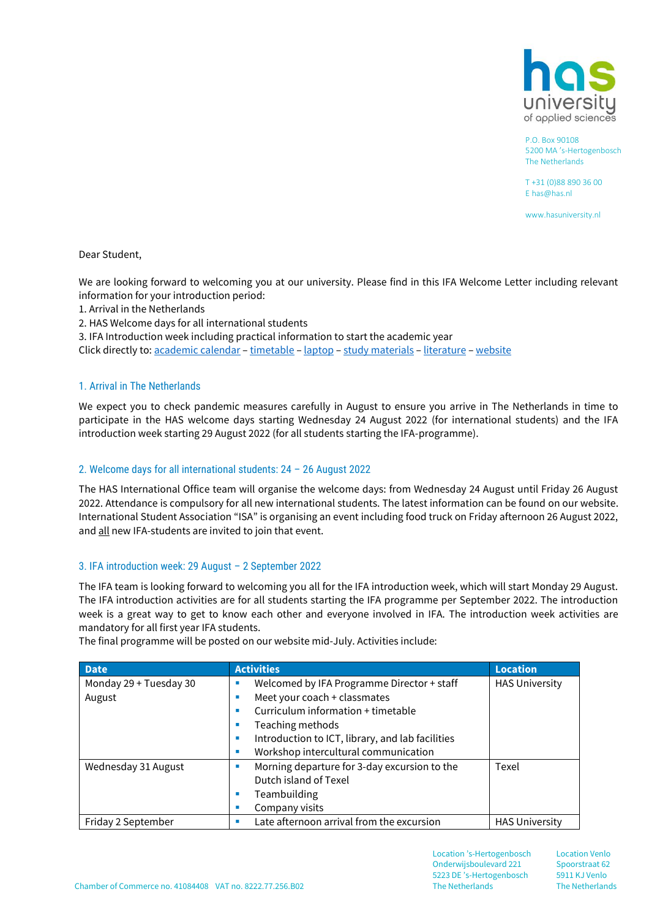P.O. Box 90108
5200 MA 's-Hertogenbosch
The Netherlands

T +31 (0)88 890 36 00
E has@has.nl

www.hasuniversity.nl

Dear Student,

We are looking forward to welcoming you at our university. Please find in this IFA Welcome Letter including relevant information for your introduction period:

1. Arrival in the Netherlands
2. HAS Welcome days for all international students
3. IFA Introduction week including practical information to start the academic year

Click directly to: academic calendar – timetable – laptop – study materials – literature – website

## 1. Arrival in The Netherlands

We expect you to check pandemic measures carefully in August to ensure you arrive in The Netherlands in time to participate in the HAS welcome days starting Wednesday 24 August 2022 (for international students) and the IFA introduction week starting 29 August 2022 (for all students starting the IFA-programme).

## 2. Welcome days for all international students: 24 – 26 August 2022

The HAS International Office team will organise the welcome days: from Wednesday 24 August until Friday 26 August 2022. Attendance is compulsory for all new international students. The latest information can be found on our website. International Student Association "ISA" is organising an event including food truck on Friday afternoon 26 August 2022, and all new IFA-students are invited to join that event.

## 3. IFA introduction week: 29 August – 2 September 2022

The IFA team is looking forward to welcoming you all for the IFA introduction week, which will start Monday 29 August. The IFA introduction activities are for all students starting the IFA programme per September 2022. The introduction week is a great way to get to know each other and everyone involved in IFA. The introduction week activities are mandatory for all first year IFA students.

The final programme will be posted on our website mid-July. Activities include:

| Date | Activities | Location |
|---|---|---|
| Monday 29 + Tuesday 30 August | ▪ Welcomed by IFA Programme Director + staff<br>▪ Meet your coach + classmates<br>▪ Curriculum information + timetable<br>▪ Teaching methods<br>▪ Introduction to ICT, library, and lab facilities<br>▪ Workshop intercultural communication | HAS University |
| Wednesday 31 August | ▪ Morning departure for 3-day excursion to the Dutch island of Texel<br>▪ Teambuilding<br>▪ Company visits | Texel |
| Friday 2 September | ▪ Late afternoon arrival from the excursion | HAS University |

Chamber of Commerce no. 41084408 VAT no. 8222.77.256.B02

Location 's-Hertogenbosch
Onderwijsboulevard 221
5223 DE 's-Hertogenbosch
The Netherlands

Location Venlo
Spoorstraat 62
5911 KJ Venlo
The Netherlands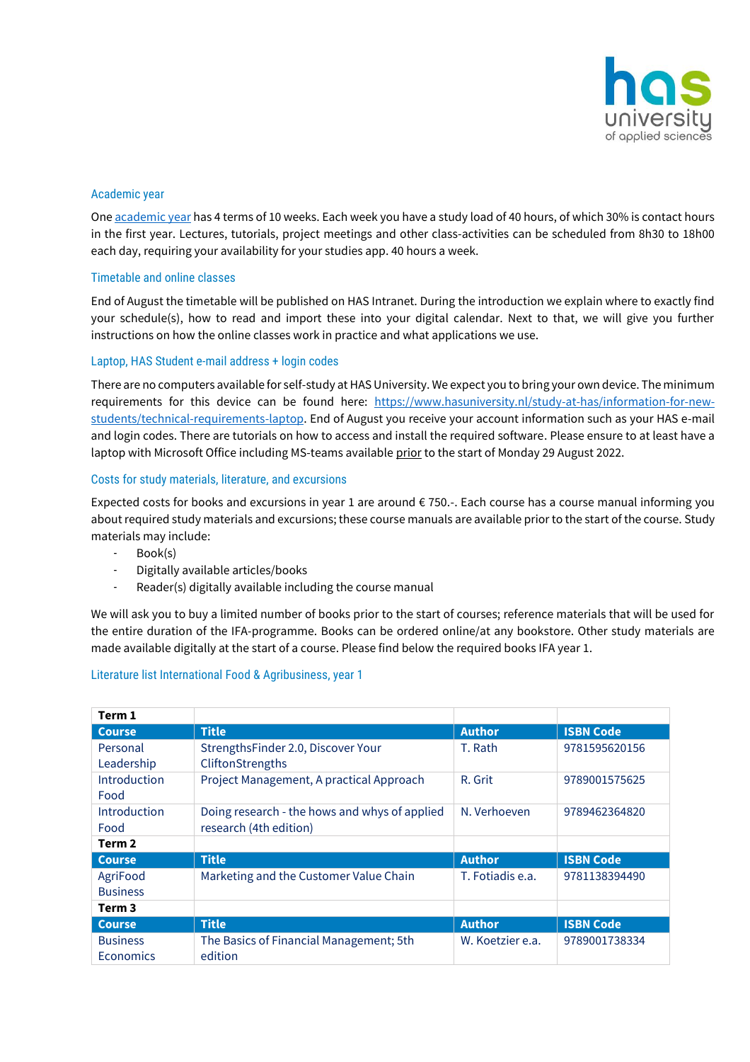## Academic year

One academic year has 4 terms of 10 weeks. Each week you have a study load of 40 hours, of which 30% is contact hours in the first year. Lectures, tutorials, project meetings and other class-activities can be scheduled from 8h30 to 18h00 each day, requiring your availability for your studies app. 40 hours a week.

## Timetable and online classes

End of August the timetable will be published on HAS Intranet. During the introduction we explain where to exactly find your schedule(s), how to read and import these into your digital calendar. Next to that, we will give you further instructions on how the online classes work in practice and what applications we use.

## Laptop, HAS Student e-mail address + login codes

There are no computers available for self-study at HAS University. We expect you to bring your own device. The minimum requirements for this device can be found here: https://www.hasuniversity.nl/study-at-has/information-for-new-students/technical-requirements-laptop. End of August you receive your account information such as your HAS e-mail and login codes. There are tutorials on how to access and install the required software. Please ensure to at least have a laptop with Microsoft Office including MS-teams available prior to the start of Monday 29 August 2022.

## Costs for study materials, literature, and excursions

Expected costs for books and excursions in year 1 are around € 750.-. Each course has a course manual informing you about required study materials and excursions; these course manuals are available prior to the start of the course. Study materials may include:

- Book(s)
- Digitally available articles/books
- Reader(s) digitally available including the course manual

We will ask you to buy a limited number of books prior to the start of courses; reference materials that will be used for the entire duration of the IFA-programme. Books can be ordered online/at any bookstore. Other study materials are made available digitally at the start of a course. Please find below the required books IFA year 1.

## Literature list International Food & Agribusiness, year 1

| | | | |
|---|---|---|---|
| **Term 1** | | | |
| **Course** | **Title** | **Author** | **ISBN Code** |
| Personal Leadership | StrengthsFinder 2.0, Discover Your CliftonStrengths | T. Rath | 9781595620156 |
| Introduction Food | Project Management, A practical Approach | R. Grit | 9789001575625 |
| Introduction Food | Doing research - the hows and whys of applied research (4th edition) | N. Verhoeven | 9789462364820 |
| **Term 2** | | | |
| **Course** | **Title** | **Author** | **ISBN Code** |
| AgriFood Business | Marketing and the Customer Value Chain | T. Fotiadis e.a. | 9781138394490 |
| **Term 3** | | | |
| **Course** | **Title** | **Author** | **ISBN Code** |
| Business Economics | The Basics of Financial Management; 5th edition | W. Koetzier e.a. | 9789001738334 |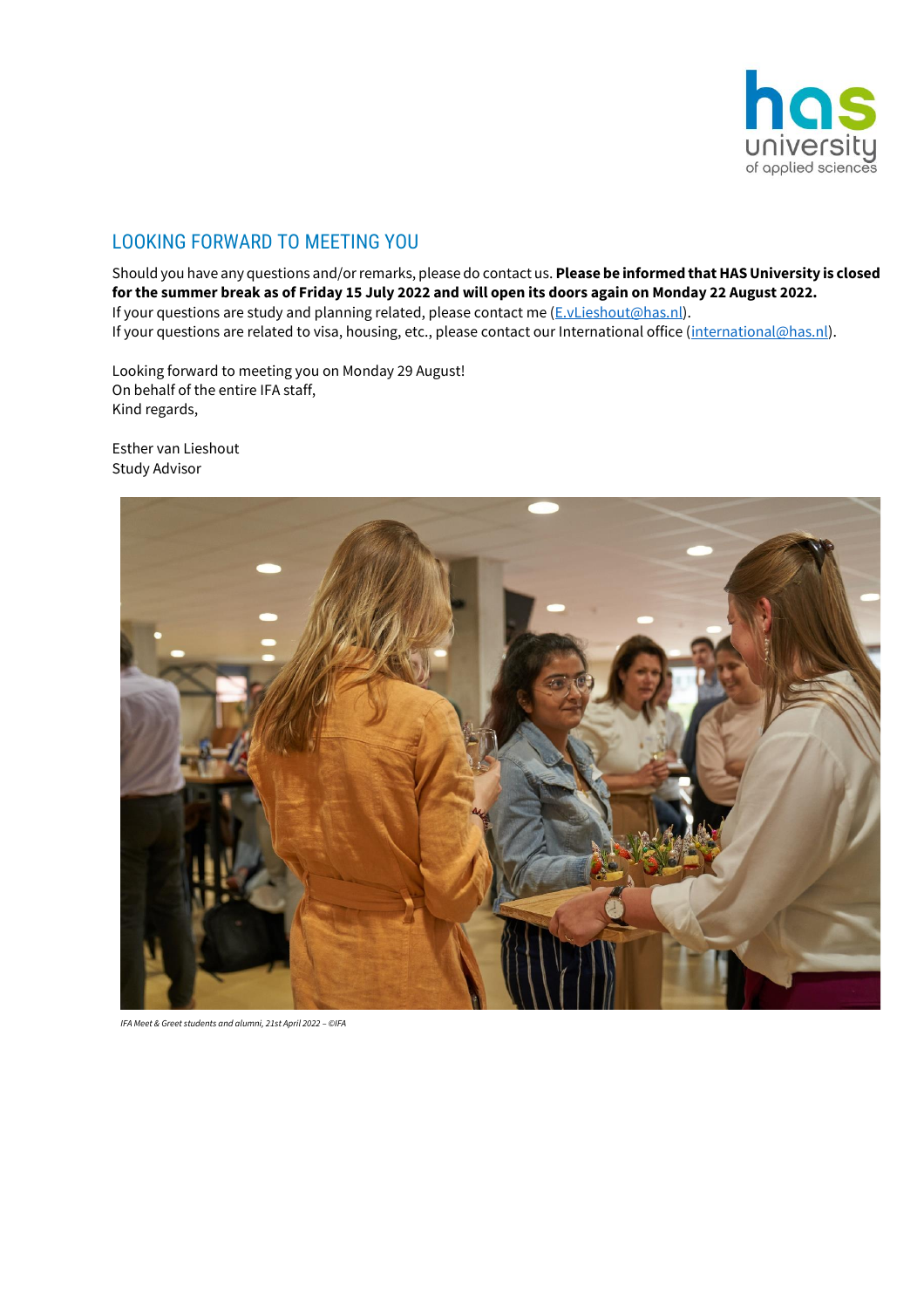## LOOKING FORWARD TO MEETING YOU

Should you have any questions and/or remarks, please do contact us. **Please be informed that HAS University is closed for the summer break as of Friday 15 July 2022 and will open its doors again on Monday 22 August 2022.**
If your questions are study and planning related, please contact me (E.vLieshout@has.nl).
If your questions are related to visa, housing, etc., please contact our International office (international@has.nl).

Looking forward to meeting you on Monday 29 August!
On behalf of the entire IFA staff,
Kind regards,

Esther van Lieshout
Study Advisor

*IFA Meet & Greet students and alumni, 21st April 2022 – ©IFA*